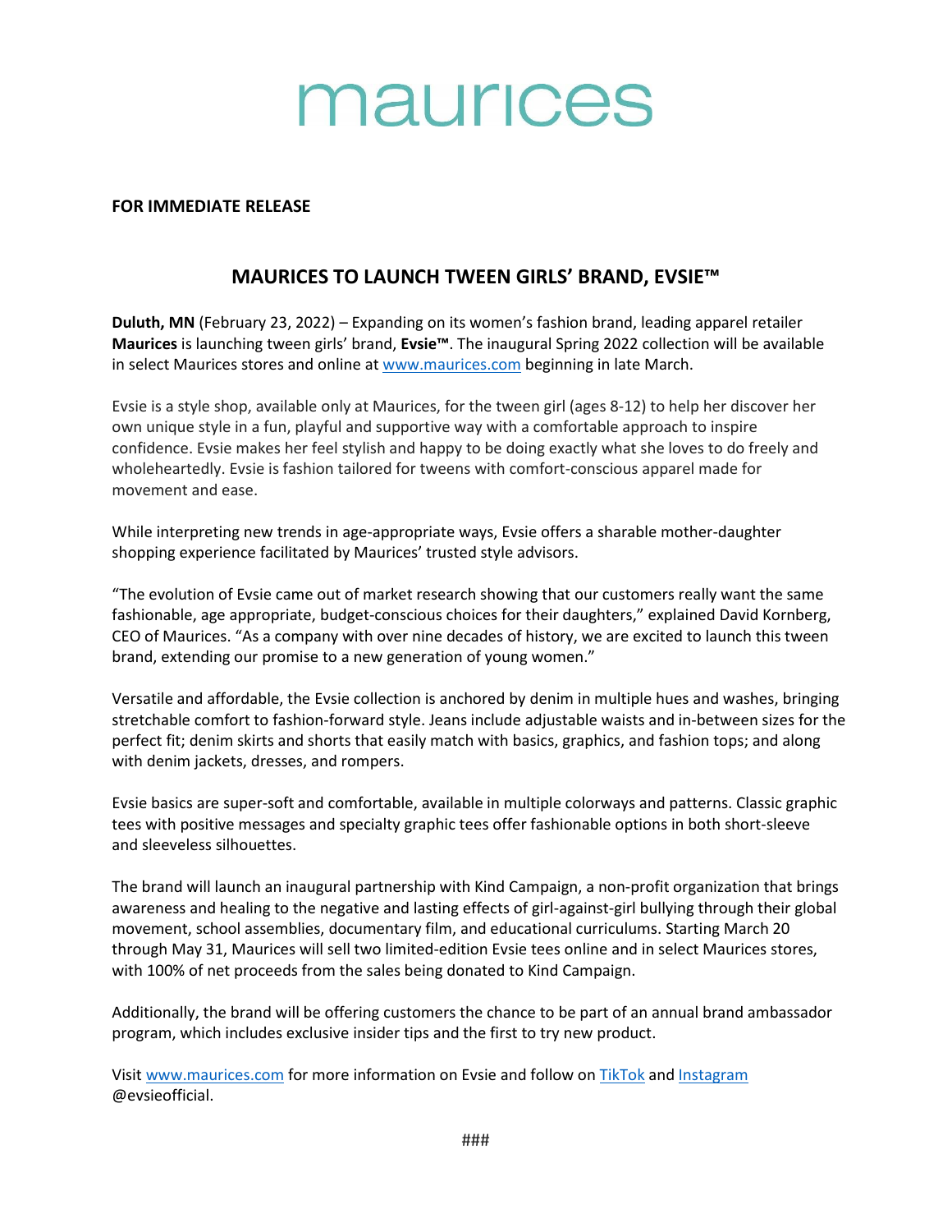# maurices

**FOR IMMEDIATE RELEASE**

## MAURICES TO LAUNCH TWEEN GIRLS' BRAND, EVSIE™

**Duluth, MN** (February 23, 2022) – Expanding on its women's fashion brand, leading apparel retailer **Maurices** is launching tween girls' brand, **Evsie™**. The inaugural Spring 2022 collection will be available in select Maurices stores and online at [www.maurices.com](http://www.maurices.com) beginning in late March.

Evsie is a style shop, available only at Maurices, for the tween girl (ages 8-12) to help her discover her own unique style in a fun, playful and supportive way with a comfortable approach to inspire confidence. Evsie makes her feel stylish and happy to be doing exactly what she loves to do freely and wholeheartedly. Evsie is fashion tailored for tweens with comfort-conscious apparel made for movement and ease.

While interpreting new trends in age-appropriate ways, Evsie offers a sharable mother-daughter shopping experience facilitated by Maurices' trusted style advisors.

"The evolution of Evsie came out of market research showing that our customers really want the same fashionable, age appropriate, budget-conscious choices for their daughters," explained David Kornberg, CEO of Maurices. "As a company with over nine decades of history, we are excited to launch this tween brand, extending our promise to a new generation of young women."

Versatile and affordable, the Evsie collection is anchored by denim in multiple hues and washes, bringing stretchable comfort to fashion-forward style. Jeans include adjustable waists and in-between sizes for the perfect fit; denim skirts and shorts that easily match with basics, graphics, and fashion tops; and along with denim jackets, dresses, and rompers.

Evsie basics are super-soft and comfortable, available in multiple colorways and patterns. Classic graphic tees with positive messages and specialty graphic tees offer fashionable options in both short-sleeve and sleeveless silhouettes.

The brand will launch an inaugural partnership with Kind Campaign, a non-profit organization that brings awareness and healing to the negative and lasting effects of girl-against-girl bullying through their global movement, school assemblies, documentary film, and educational curriculums. Starting March 20 through May 31, Maurices will sell two limited-edition Evsie tees online and in select Maurices stores, with 100% of net proceeds from the sales being donated to Kind Campaign.

Additionally, the brand will be offering customers the chance to be part of an annual brand ambassador program, which includes exclusive insider tips and the first to try new product.

Visit [www.maurices.com](http://www.maurices.com) for more information on Evsie and follow on TikTok and Instagram @evsieofficial.

###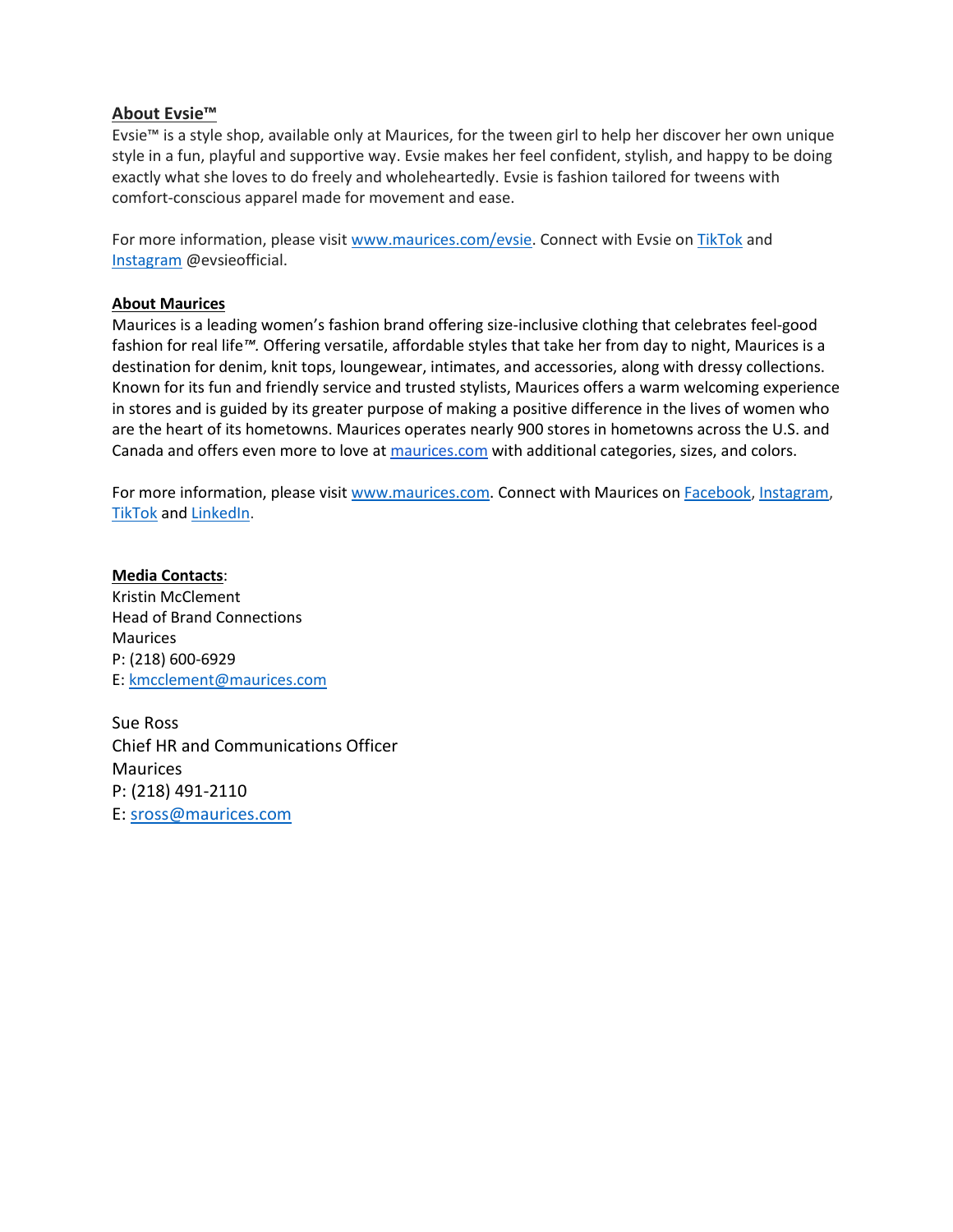**About Evsie™**

Evsie™ is a style shop, available only at Maurices, for the tween girl to help her discover her own unique style in a fun, playful and supportive way. Evsie makes her feel confident, stylish, and happy to be doing exactly what she loves to do freely and wholeheartedly. Evsie is fashion tailored for tweens with comfort-conscious apparel made for movement and ease.

For more information, please visit www.maurices.com/evsie. Connect with Evsie on TikTok and Instagram @evsieofficial.

**About Maurices**

Maurices is a leading women's fashion brand offering size-inclusive clothing that celebrates feel-good fashion for real life*™.* Offering versatile, affordable styles that take her from day to night, Maurices is a destination for denim, knit tops, loungewear, intimates, and accessories, along with dressy collections. Known for its fun and friendly service and trusted stylists, Maurices offers a warm welcoming experience in stores and is guided by its greater purpose of making a positive difference in the lives of women who are the heart of its hometowns. Maurices operates nearly 900 stores in hometowns across the U.S. and Canada and offers even more to love at maurices.com with additional categories, sizes, and colors.

For more information, please visit www.maurices.com. Connect with Maurices on Facebook, Instagram, TikTok and LinkedIn.

**Media Contacts**:

Kristin McClement
Head of Brand Connections
Maurices
P: (218) 600-6929
E: kmcclement@maurices.com

Sue Ross
Chief HR and Communications Officer
Maurices
P: (218) 491-2110
E: sross@maurices.com